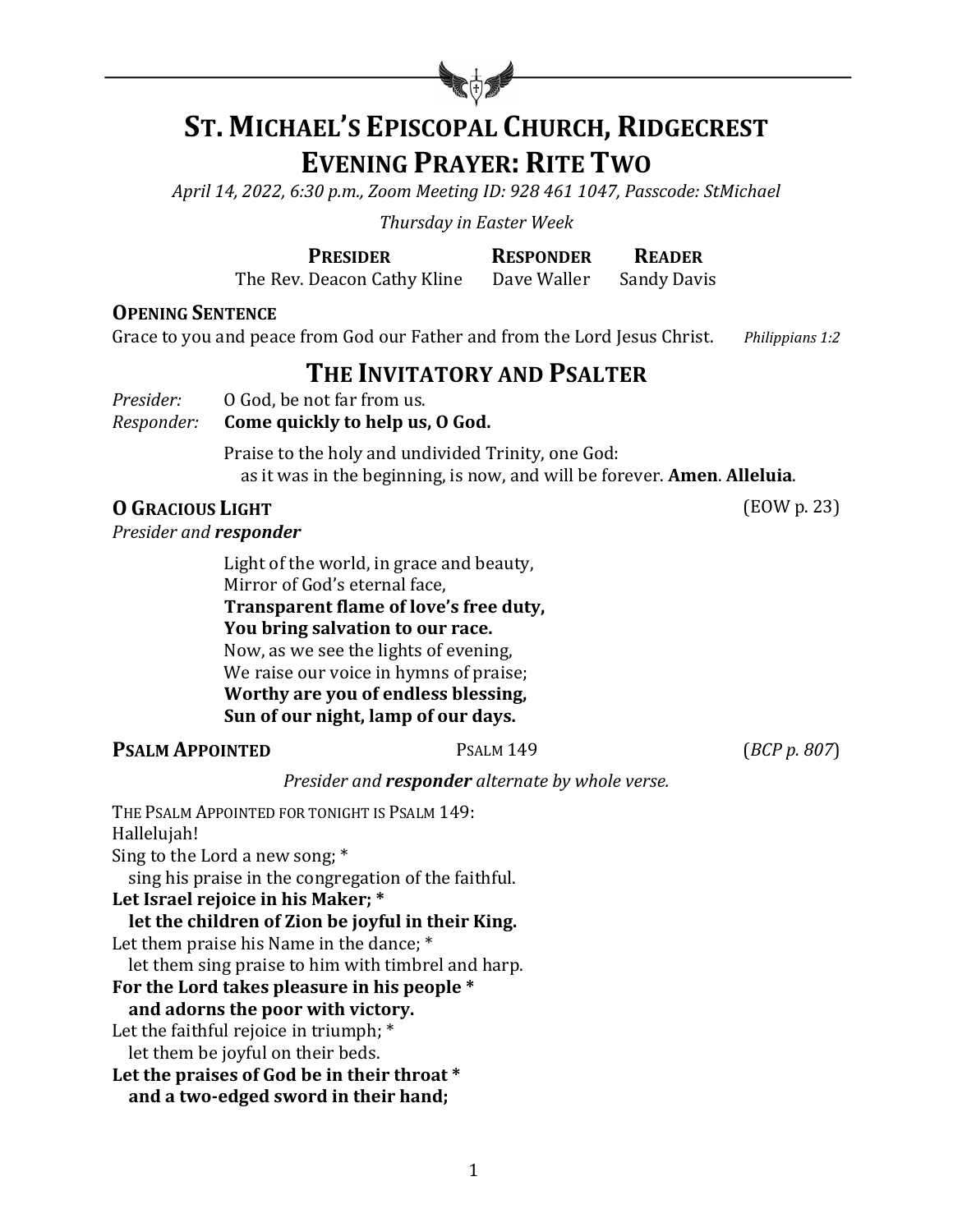# ST. MICHAEL'S EPISCOPAL CHURCH, RIDGECREST
# EVENING PRAYER: RITE TWO

*April 14, 2022, 6:30 p.m., Zoom Meeting ID: 928 461 1047, Passcode: StMichael*

*Thursday in Easter Week*

| **PRESIDER** | **RESPONDER** | **READER** |
|---|---|---|
| The Rev. Deacon Cathy Kline | Dave Waller | Sandy Davis |

**OPENING SENTENCE**

Grace to you and peace from God our Father and from the Lord Jesus Christ. *Philippians 1:2*

## THE INVITATORY AND PSALTER

*Presider:* O God, be not far from us.
*Responder:* **Come quickly to help us, O God.**

Praise to the holy and undivided Trinity, one God:
as it was in the beginning, is now, and will be forever. **Amen**. **Alleluia**.

**O GRACIOUS LIGHT** (EOW p. 23)

*Presider and* ***responder***

Light of the world, in grace and beauty,
Mirror of God's eternal face,
**Transparent flame of love's free duty,**
**You bring salvation to our race.**
Now, as we see the lights of evening,
We raise our voice in hymns of praise;
**Worthy are you of endless blessing,**
**Sun of our night, lamp of our days.**

**PSALM APPOINTED** PSALM 149 (*BCP p. 807*)

*Presider and* ***responder*** *alternate by whole verse.*

THE PSALM APPOINTED FOR TONIGHT IS PSALM 149:
Hallelujah!
Sing to the Lord a new song; *
sing his praise in the congregation of the faithful.
**Let Israel rejoice in his Maker; ***
**let the children of Zion be joyful in their King.**
Let them praise his Name in the dance; *
let them sing praise to him with timbrel and harp.
**For the Lord takes pleasure in his people ***
**and adorns the poor with victory.**
Let the faithful rejoice in triumph; *
let them be joyful on their beds.
**Let the praises of God be in their throat ***
**and a two-edged sword in their hand;**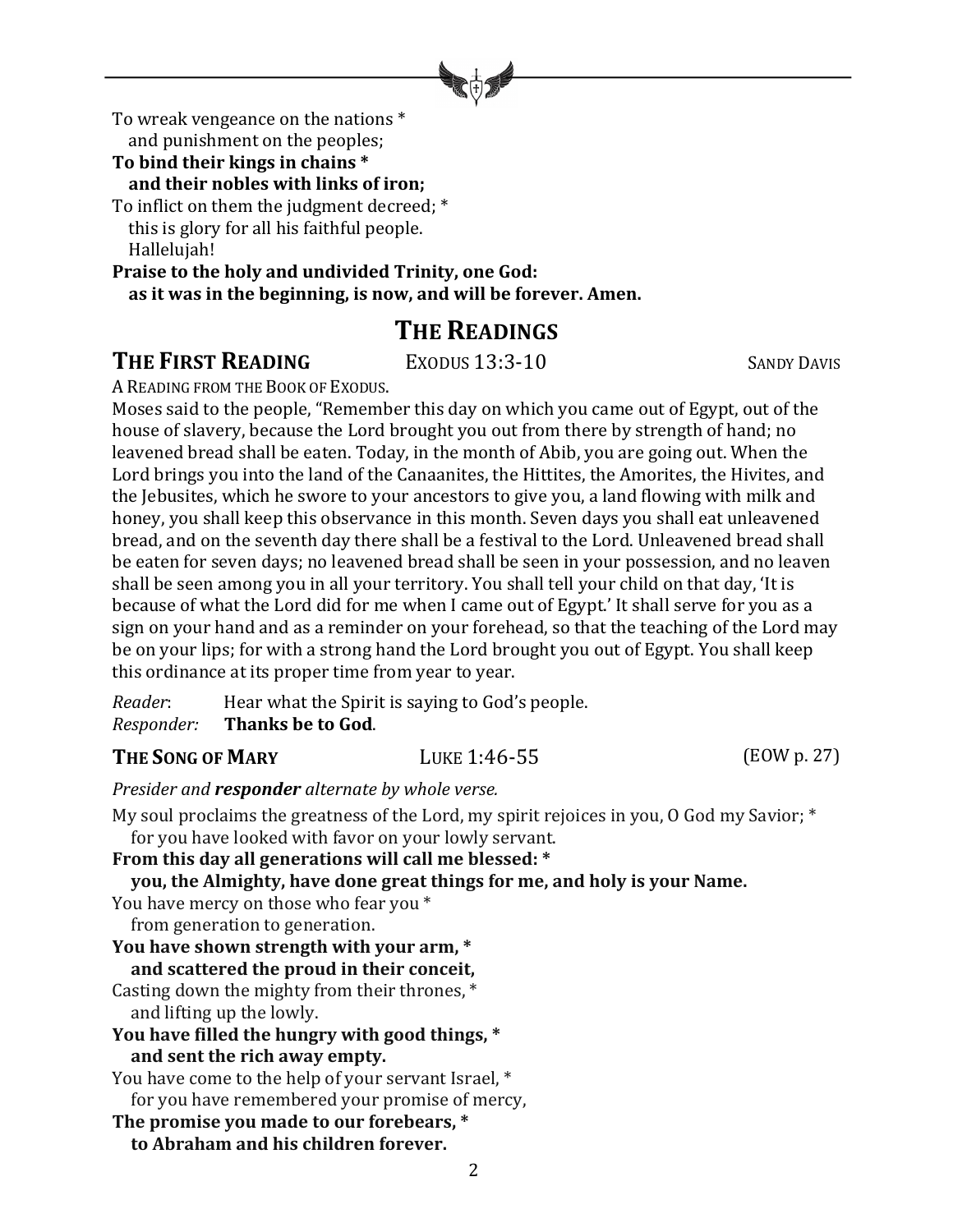To wreak vengeance on the nations *
   and punishment on the peoples;
**To bind their kings in chains *
   and their nobles with links of iron;**
To inflict on them the judgment decreed; *
   this is glory for all his faithful people.
   Hallelujah!
**Praise to the holy and undivided Trinity, one God:
   as it was in the beginning, is now, and will be forever. Amen.**

## THE READINGS

### THE FIRST READING — EXODUS 13:3-10 — SANDY DAVIS

A READING FROM THE BOOK OF EXODUS.

Moses said to the people, "Remember this day on which you came out of Egypt, out of the house of slavery, because the Lord brought you out from there by strength of hand; no leavened bread shall be eaten. Today, in the month of Abib, you are going out. When the Lord brings you into the land of the Canaanites, the Hittites, the Amorites, the Hivites, and the Jebusites, which he swore to your ancestors to give you, a land flowing with milk and honey, you shall keep this observance in this month. Seven days you shall eat unleavened bread, and on the seventh day there shall be a festival to the Lord. Unleavened bread shall be eaten for seven days; no leavened bread shall be seen in your possession, and no leaven shall be seen among you in all your territory. You shall tell your child on that day, 'It is because of what the Lord did for me when I came out of Egypt.' It shall serve for you as a sign on your hand and as a reminder on your forehead, so that the teaching of the Lord may be on your lips; for with a strong hand the Lord brought you out of Egypt. You shall keep this ordinance at its proper time from year to year.

*Reader*: Hear what the Spirit is saying to God's people.
*Responder:* **Thanks be to God**.

### THE SONG OF MARY — LUKE 1:46-55 — (EOW p. 27)

*Presider and* ***responder*** *alternate by whole verse.*

My soul proclaims the greatness of the Lord, my spirit rejoices in you, O God my Savior; *
   for you have looked with favor on your lowly servant.
**From this day all generations will call me blessed: *
   you, the Almighty, have done great things for me, and holy is your Name.**
You have mercy on those who fear you *
   from generation to generation.
**You have shown strength with your arm, *
   and scattered the proud in their conceit,**
Casting down the mighty from their thrones, *
   and lifting up the lowly.
**You have filled the hungry with good things, *
   and sent the rich away empty.**
You have come to the help of your servant Israel, *
   for you have remembered your promise of mercy,
**The promise you made to our forebears, *
   to Abraham and his children forever.**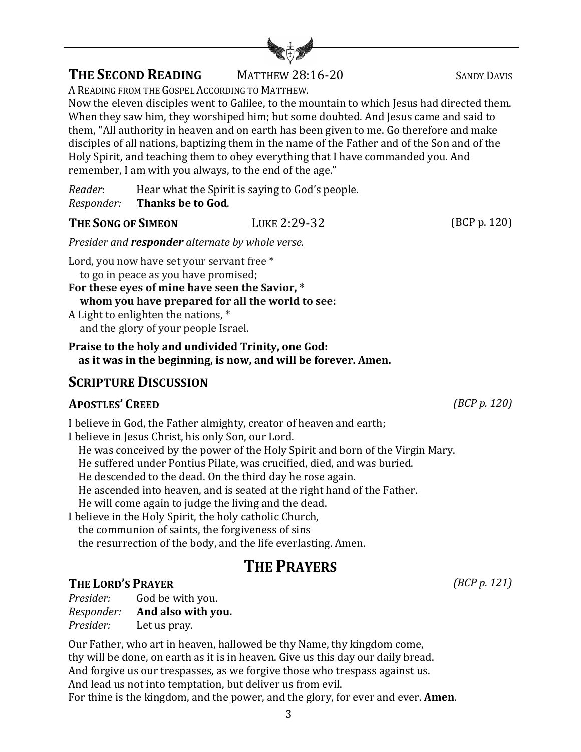## THE SECOND READING MATTHEW 28:16-20 SANDY DAVIS

A READING FROM THE GOSPEL ACCORDING TO MATTHEW.

Now the eleven disciples went to Galilee, to the mountain to which Jesus had directed them. When they saw him, they worshiped him; but some doubted. And Jesus came and said to them, "All authority in heaven and on earth has been given to me. Go therefore and make disciples of all nations, baptizing them in the name of the Father and of the Son and of the Holy Spirit, and teaching them to obey everything that I have commanded you. And remember, I am with you always, to the end of the age."

*Reader*: Hear what the Spirit is saying to God's people.
*Responder:* **Thanks be to God**.

### THE SONG OF SIMEON LUKE 2:29-32 (BCP p. 120)

*Presider and* ***responder*** *alternate by whole verse.*

Lord, you now have set your servant free *
to go in peace as you have promised;
**For these eyes of mine have seen the Savior, ***
**whom you have prepared for all the world to see:**
A Light to enlighten the nations, *
and the glory of your people Israel.

**Praise to the holy and undivided Trinity, one God:**
**as it was in the beginning, is now, and will be forever. Amen.**

## SCRIPTURE DISCUSSION

### APOSTLES' CREED *(BCP p. 120)*

I believe in God, the Father almighty, creator of heaven and earth;
I believe in Jesus Christ, his only Son, our Lord.
He was conceived by the power of the Holy Spirit and born of the Virgin Mary.
He suffered under Pontius Pilate, was crucified, died, and was buried.
He descended to the dead. On the third day he rose again.
He ascended into heaven, and is seated at the right hand of the Father.
He will come again to judge the living and the dead.
I believe in the Holy Spirit, the holy catholic Church,
the communion of saints, the forgiveness of sins
the resurrection of the body, and the life everlasting. Amen.

# THE PRAYERS

### THE LORD'S PRAYER *(BCP p. 121)*

*Presider:* God be with you.
*Responder:* **And also with you.**
*Presider:* Let us pray.

Our Father, who art in heaven, hallowed be thy Name, thy kingdom come,
thy will be done, on earth as it is in heaven. Give us this day our daily bread.
And forgive us our trespasses, as we forgive those who trespass against us.
And lead us not into temptation, but deliver us from evil.
For thine is the kingdom, and the power, and the glory, for ever and ever. **Amen**.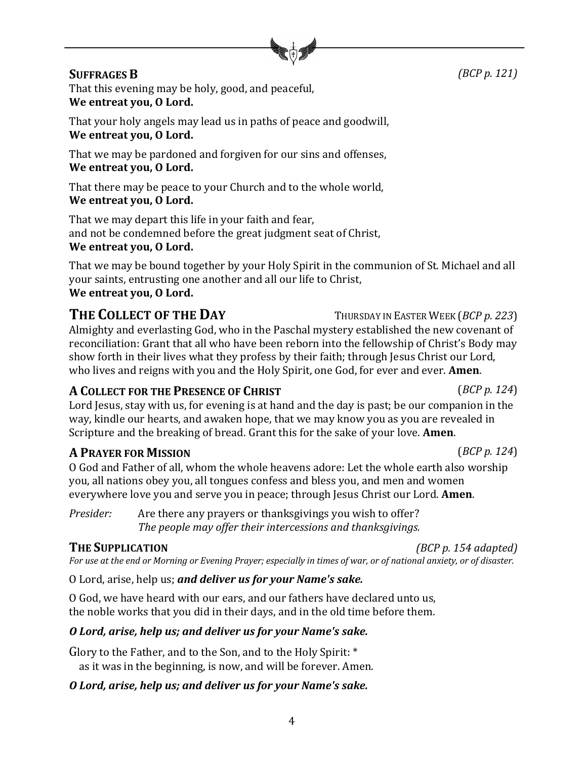**SUFFRAGES B** *(BCP p. 121)*

That this evening may be holy, good, and peaceful,
**We entreat you, O Lord.**

That your holy angels may lead us in paths of peace and goodwill,
**We entreat you, O Lord.**

That we may be pardoned and forgiven for our sins and offenses,
**We entreat you, O Lord.**

That there may be peace to your Church and to the whole world,
**We entreat you, O Lord.**

That we may depart this life in your faith and fear,
and not be condemned before the great judgment seat of Christ,
**We entreat you, O Lord.**

That we may be bound together by your Holy Spirit in the communion of St. Michael and all your saints, entrusting one another and all our life to Christ,
**We entreat you, O Lord.**

## THE COLLECT OF THE DAY

THURSDAY IN EASTER WEEK (*BCP p. 223*)

Almighty and everlasting God, who in the Paschal mystery established the new covenant of reconciliation: Grant that all who have been reborn into the fellowship of Christ's Body may show forth in their lives what they profess by their faith; through Jesus Christ our Lord, who lives and reigns with you and the Holy Spirit, one God, for ever and ever. **Amen**.

**A COLLECT FOR THE PRESENCE OF CHRIST** (*BCP p. 124*)

Lord Jesus, stay with us, for evening is at hand and the day is past; be our companion in the way, kindle our hearts, and awaken hope, that we may know you as you are revealed in Scripture and the breaking of bread. Grant this for the sake of your love. **Amen**.

**A PRAYER FOR MISSION** (*BCP p. 124*)

O God and Father of all, whom the whole heavens adore: Let the whole earth also worship you, all nations obey you, all tongues confess and bless you, and men and women everywhere love you and serve you in peace; through Jesus Christ our Lord. **Amen**.

*Presider:* Are there any prayers or thanksgivings you wish to offer?
*The people may offer their intercessions and thanksgivings.*

**THE SUPPLICATION** *(BCP p. 154 adapted)*

*For use at the end or Morning or Evening Prayer; especially in times of war, or of national anxiety, or of disaster.*

O Lord, arise, help us; ***and deliver us for your Name's sake.***

O God, we have heard with our ears, and our fathers have declared unto us,
the noble works that you did in their days, and in the old time before them.

***O Lord, arise, help us; and deliver us for your Name's sake.***

Glory to the Father, and to the Son, and to the Holy Spirit: *
as it was in the beginning, is now, and will be forever. Amen.

***O Lord, arise, help us; and deliver us for your Name's sake.***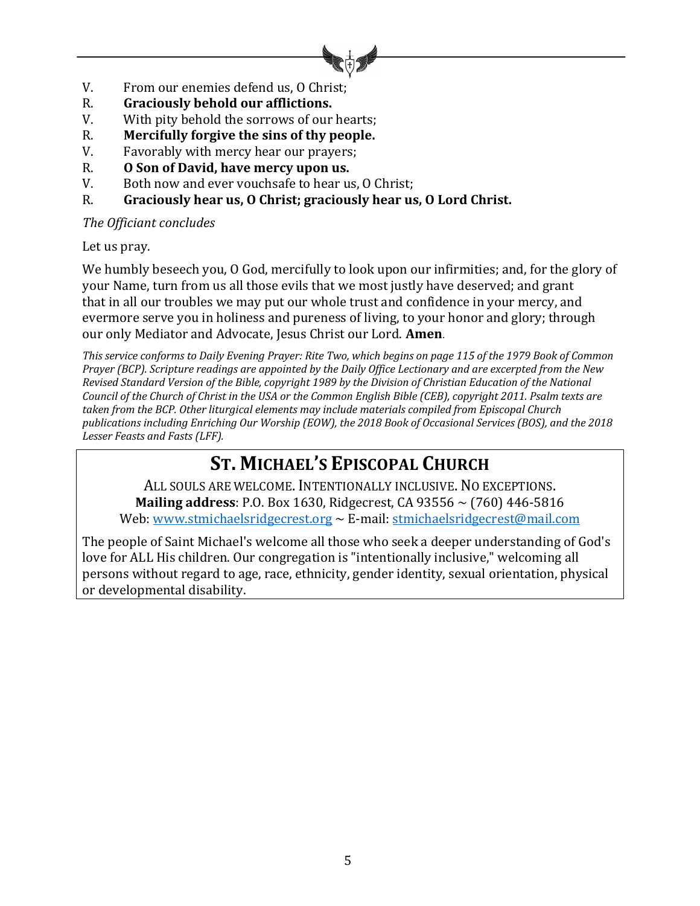V. From our enemies defend us, O Christ;
R. **Graciously behold our afflictions.**
V. With pity behold the sorrows of our hearts;
R. **Mercifully forgive the sins of thy people.**
V. Favorably with mercy hear our prayers;
R. **O Son of David, have mercy upon us.**
V. Both now and ever vouchsafe to hear us, O Christ;
R. **Graciously hear us, O Christ; graciously hear us, O Lord Christ.**

*The Officiant concludes*

Let us pray.

We humbly beseech you, O God, mercifully to look upon our infirmities; and, for the glory of your Name, turn from us all those evils that we most justly have deserved; and grant that in all our troubles we may put our whole trust and confidence in your mercy, and evermore serve you in holiness and pureness of living, to your honor and glory; through our only Mediator and Advocate, Jesus Christ our Lord. **Amen**.

*This service conforms to Daily Evening Prayer: Rite Two, which begins on page 115 of the 1979 Book of Common Prayer (BCP). Scripture readings are appointed by the Daily Office Lectionary and are excerpted from the New Revised Standard Version of the Bible, copyright 1989 by the Division of Christian Education of the National Council of the Church of Christ in the USA or the Common English Bible (CEB), copyright 2011. Psalm texts are taken from the BCP. Other liturgical elements may include materials compiled from Episcopal Church publications including Enriching Our Worship (EOW), the 2018 Book of Occasional Services (BOS), and the 2018 Lesser Feasts and Fasts (LFF).*

## ST. MICHAEL'S EPISCOPAL CHURCH

ALL SOULS ARE WELCOME. INTENTIONALLY INCLUSIVE. NO EXCEPTIONS.
**Mailing address**: P.O. Box 1630, Ridgecrest, CA 93556 ~ (760) 446-5816
Web: www.stmichaelsridgecrest.org ~ E-mail: stmichaelsridgecrest@mail.com

The people of Saint Michael's welcome all those who seek a deeper understanding of God's love for ALL His children. Our congregation is "intentionally inclusive," welcoming all persons without regard to age, race, ethnicity, gender identity, sexual orientation, physical or developmental disability.